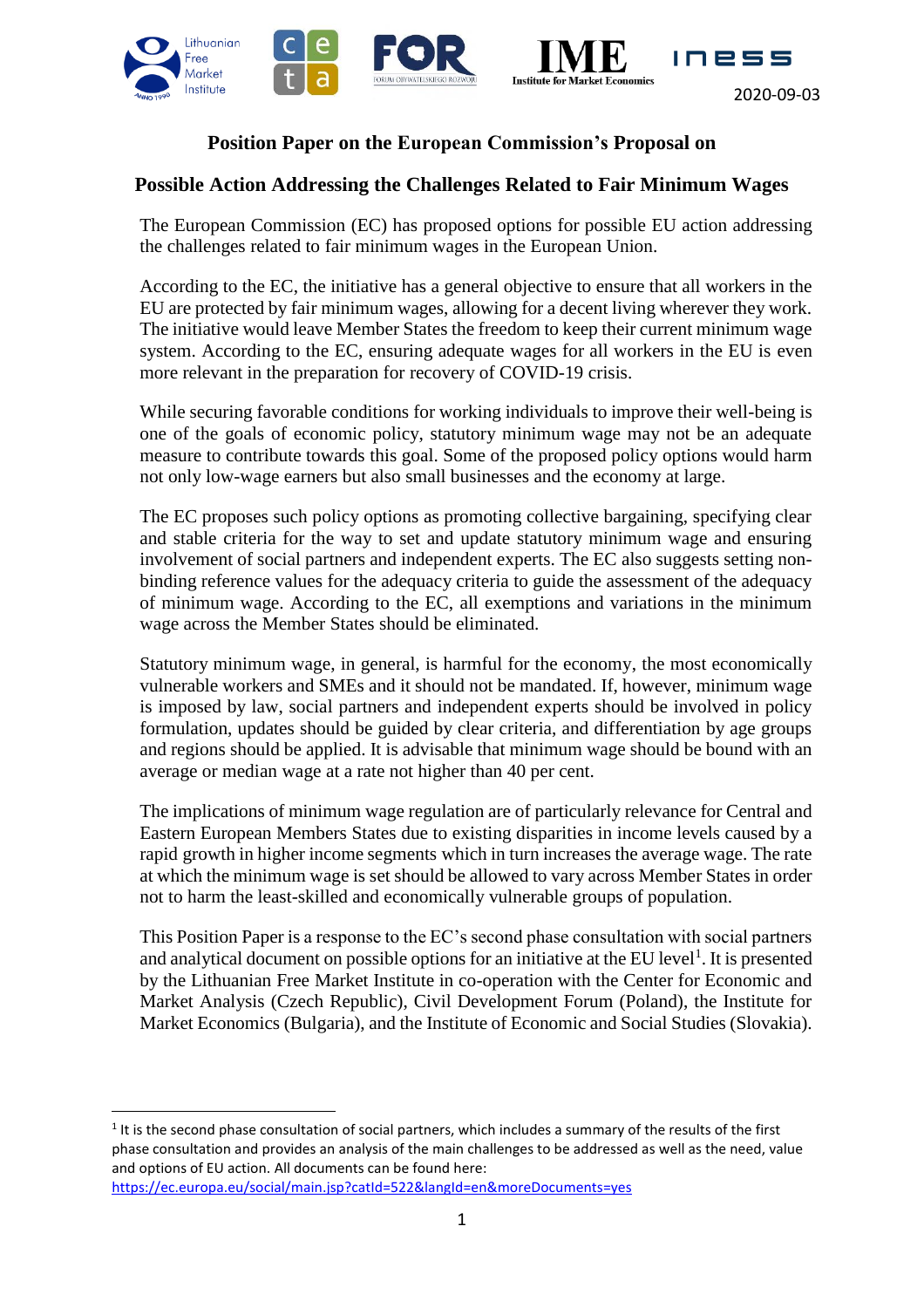2020-09-03

## Position Paper on the European Commission's Proposal on

## Possible Action Addressing the Challenges Related to Fair Minimum Wages

The European Commission (EC) has proposed options for possible EU action addressing the challenges related to fair minimum wages in the European Union.

According to the EC, the initiative has a general objective to ensure that all workers in the EU are protected by fair minimum wages, allowing for a decent living wherever they work. The initiative would leave Member States the freedom to keep their current minimum wage system. According to the EC, ensuring adequate wages for all workers in the EU is even more relevant in the preparation for recovery of COVID-19 crisis.

While securing favorable conditions for working individuals to improve their well-being is one of the goals of economic policy, statutory minimum wage may not be an adequate measure to contribute towards this goal. Some of the proposed policy options would harm not only low-wage earners but also small businesses and the economy at large.

The EC proposes such policy options as promoting collective bargaining, specifying clear and stable criteria for the way to set and update statutory minimum wage and ensuring involvement of social partners and independent experts. The EC also suggests setting non-binding reference values for the adequacy criteria to guide the assessment of the adequacy of minimum wage. According to the EC, all exemptions and variations in the minimum wage across the Member States should be eliminated.

Statutory minimum wage, in general, is harmful for the economy, the most economically vulnerable workers and SMEs and it should not be mandated. If, however, minimum wage is imposed by law, social partners and independent experts should be involved in policy formulation, updates should be guided by clear criteria, and differentiation by age groups and regions should be applied. It is advisable that minimum wage should be bound with an average or median wage at a rate not higher than 40 per cent.

The implications of minimum wage regulation are of particularly relevance for Central and Eastern European Members States due to existing disparities in income levels caused by a rapid growth in higher income segments which in turn increases the average wage. The rate at which the minimum wage is set should be allowed to vary across Member States in order not to harm the least-skilled and economically vulnerable groups of population.

This Position Paper is a response to the EC's second phase consultation with social partners and analytical document on possible options for an initiative at the EU level[1]. It is presented by the Lithuanian Free Market Institute in co-operation with the Center for Economic and Market Analysis (Czech Republic), Civil Development Forum (Poland), the Institute for Market Economics (Bulgaria), and the Institute of Economic and Social Studies (Slovakia).

[1] It is the second phase consultation of social partners, which includes a summary of the results of the first phase consultation and provides an analysis of the main challenges to be addressed as well as the need, value and options of EU action. All documents can be found here: https://ec.europa.eu/social/main.jsp?catId=522&langId=en&moreDocuments=yes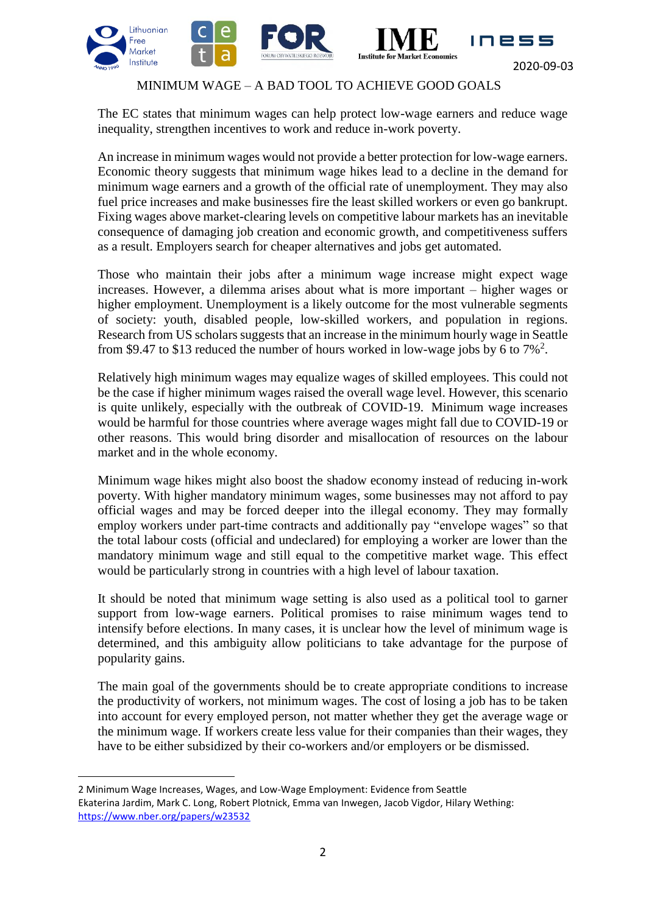MINIMUM WAGE – A BAD TOOL TO ACHIEVE GOOD GOALS

The EC states that minimum wages can help protect low-wage earners and reduce wage inequality, strengthen incentives to work and reduce in-work poverty.

An increase in minimum wages would not provide a better protection for low-wage earners. Economic theory suggests that minimum wage hikes lead to a decline in the demand for minimum wage earners and a growth of the official rate of unemployment. They may also fuel price increases and make businesses fire the least skilled workers or even go bankrupt. Fixing wages above market-clearing levels on competitive labour markets has an inevitable consequence of damaging job creation and economic growth, and competitiveness suffers as a result. Employers search for cheaper alternatives and jobs get automated.

Those who maintain their jobs after a minimum wage increase might expect wage increases. However, a dilemma arises about what is more important – higher wages or higher employment. Unemployment is a likely outcome for the most vulnerable segments of society: youth, disabled people, low-skilled workers, and population in regions. Research from US scholars suggests that an increase in the minimum hourly wage in Seattle from $9.47 to $13 reduced the number of hours worked in low-wage jobs by 6 to 7%[2].

Relatively high minimum wages may equalize wages of skilled employees. This could not be the case if higher minimum wages raised the overall wage level. However, this scenario is quite unlikely, especially with the outbreak of COVID-19. Minimum wage increases would be harmful for those countries where average wages might fall due to COVID-19 or other reasons. This would bring disorder and misallocation of resources on the labour market and in the whole economy.

Minimum wage hikes might also boost the shadow economy instead of reducing in-work poverty. With higher mandatory minimum wages, some businesses may not afford to pay official wages and may be forced deeper into the illegal economy. They may formally employ workers under part-time contracts and additionally pay "envelope wages" so that the total labour costs (official and undeclared) for employing a worker are lower than the mandatory minimum wage and still equal to the competitive market wage. This effect would be particularly strong in countries with a high level of labour taxation.

It should be noted that minimum wage setting is also used as a political tool to garner support from low-wage earners. Political promises to raise minimum wages tend to intensify before elections. In many cases, it is unclear how the level of minimum wage is determined, and this ambiguity allow politicians to take advantage for the purpose of popularity gains.

The main goal of the governments should be to create appropriate conditions to increase the productivity of workers, not minimum wages. The cost of losing a job has to be taken into account for every employed person, not matter whether they get the average wage or the minimum wage. If workers create less value for their companies than their wages, they have to be either subsidized by their co-workers and/or employers or be dismissed.

---

2 Minimum Wage Increases, Wages, and Low-Wage Employment: Evidence from Seattle
Ekaterina Jardim, Mark C. Long, Robert Plotnick, Emma van Inwegen, Jacob Vigdor, Hilary Wething: https://www.nber.org/papers/w23532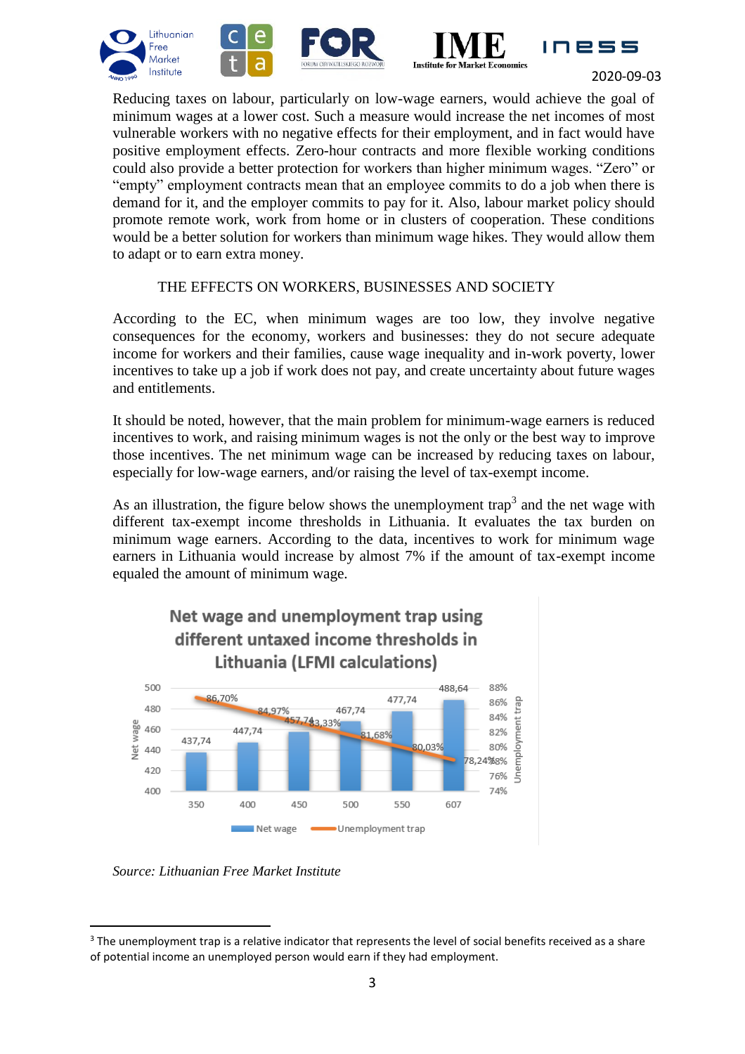Reducing taxes on labour, particularly on low-wage earners, would achieve the goal of minimum wages at a lower cost. Such a measure would increase the net incomes of most vulnerable workers with no negative effects for their employment, and in fact would have positive employment effects. Zero-hour contracts and more flexible working conditions could also provide a better protection for workers than higher minimum wages. "Zero" or "empty" employment contracts mean that an employee commits to do a job when there is demand for it, and the employer commits to pay for it. Also, labour market policy should promote remote work, work from home or in clusters of cooperation. These conditions would be a better solution for workers than minimum wage hikes. They would allow them to adapt or to earn extra money.

## THE EFFECTS ON WORKERS, BUSINESSES AND SOCIETY

According to the EC, when minimum wages are too low, they involve negative consequences for the economy, workers and businesses: they do not secure adequate income for workers and their families, cause wage inequality and in-work poverty, lower incentives to take up a job if work does not pay, and create uncertainty about future wages and entitlements.

It should be noted, however, that the main problem for minimum-wage earners is reduced incentives to work, and raising minimum wages is not the only or the best way to improve those incentives. The net minimum wage can be increased by reducing taxes on labour, especially for low-wage earners, and/or raising the level of tax-exempt income.

As an illustration, the figure below shows the unemployment trap[3] and the net wage with different tax-exempt income thresholds in Lithuania. It evaluates the tax burden on minimum wage earners. According to the data, incentives to work for minimum wage earners in Lithuania would increase by almost 7% if the amount of tax-exempt income equaled the amount of minimum wage.

**Net wage and unemployment trap using different untaxed income thresholds in Lithuania (LFMI calculations)**

| Untaxed income threshold | Net wage | Unemployment trap |
|---|---|---|
| 350 | 437,74 | 86,70% |
| 400 | 447,74 | 84,97% |
| 450 | 457,74 | 83,33% |
| 500 | 467,74 | 81,68% |
| 550 | 477,74 | 80,03% |
| 607 | 488,64 | 78,24% |

*Source: Lithuanian Free Market Institute*

[3] The unemployment trap is a relative indicator that represents the level of social benefits received as a share of potential income an unemployed person would earn if they had employment.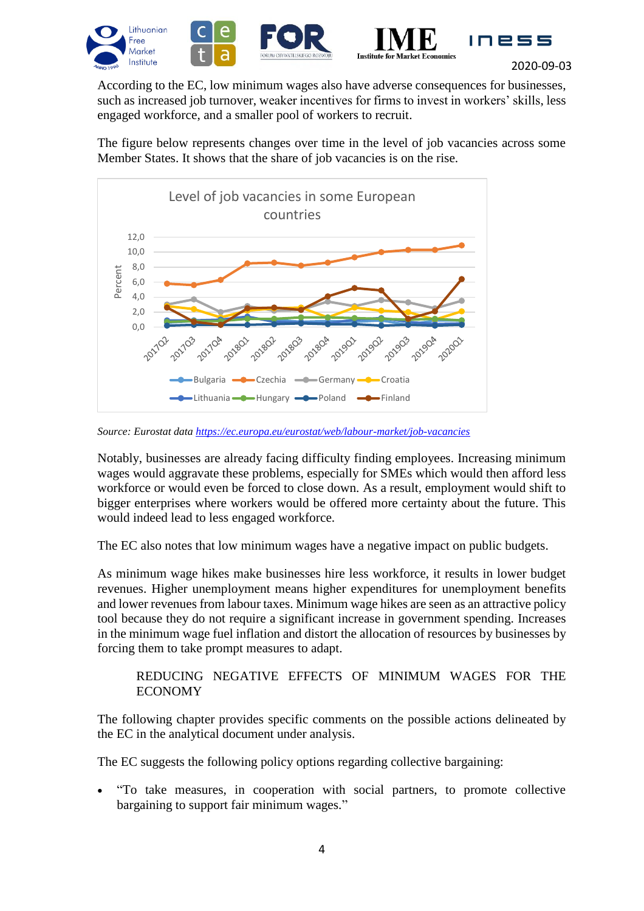According to the EC, low minimum wages also have adverse consequences for businesses, such as increased job turnover, weaker incentives for firms to invest in workers' skills, less engaged workforce, and a smaller pool of workers to recruit.

The figure below represents changes over time in the level of job vacancies across some Member States. It shows that the share of job vacancies is on the rise.

Level of job vacancies in some European countries

*Source: Eurostat data* [https://ec.europa.eu/eurostat/web/labour-market/job-vacancies](https://ec.europa.eu/eurostat/web/labour-market/job-vacancies)

Notably, businesses are already facing difficulty finding employees. Increasing minimum wages would aggravate these problems, especially for SMEs which would then afford less workforce or would even be forced to close down. As a result, employment would shift to bigger enterprises where workers would be offered more certainty about the future. This would indeed lead to less engaged workforce.

The EC also notes that low minimum wages have a negative impact on public budgets.

As minimum wage hikes make businesses hire less workforce, it results in lower budget revenues. Higher unemployment means higher expenditures for unemployment benefits and lower revenues from labour taxes. Minimum wage hikes are seen as an attractive policy tool because they do not require a significant increase in government spending. Increases in the minimum wage fuel inflation and distort the allocation of resources by businesses by forcing them to take prompt measures to adapt.

## REDUCING NEGATIVE EFFECTS OF MINIMUM WAGES FOR THE ECONOMY

The following chapter provides specific comments on the possible actions delineated by the EC in the analytical document under analysis.

The EC suggests the following policy options regarding collective bargaining:

- "To take measures, in cooperation with social partners, to promote collective bargaining to support fair minimum wages."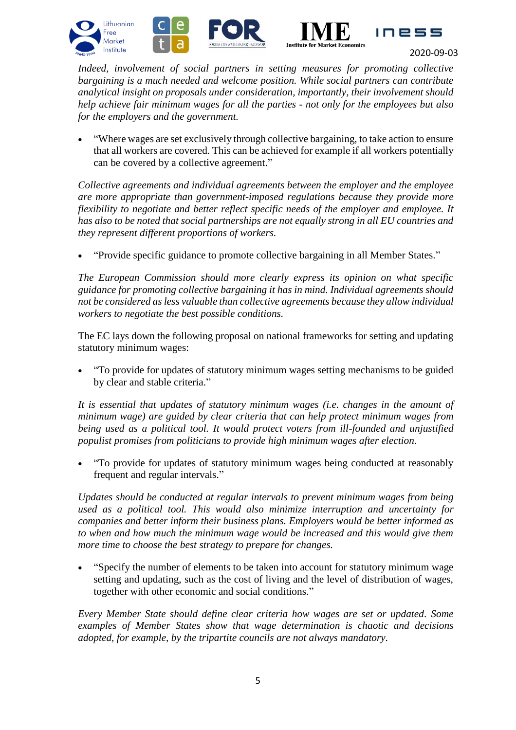*Indeed, involvement of social partners in setting measures for promoting collective bargaining is a much needed and welcome position. While social partners can contribute analytical insight on proposals under consideration, importantly, their involvement should help achieve fair minimum wages for all the parties - not only for the employees but also for the employers and the government.*

- "Where wages are set exclusively through collective bargaining, to take action to ensure that all workers are covered. This can be achieved for example if all workers potentially can be covered by a collective agreement."

*Collective agreements and individual agreements between the employer and the employee are more appropriate than government-imposed regulations because they provide more flexibility to negotiate and better reflect specific needs of the employer and employee. It has also to be noted that social partnerships are not equally strong in all EU countries and they represent different proportions of workers.*

- "Provide specific guidance to promote collective bargaining in all Member States."

*The European Commission should more clearly express its opinion on what specific guidance for promoting collective bargaining it has in mind. Individual agreements should not be considered as less valuable than collective agreements because they allow individual workers to negotiate the best possible conditions.*

The EC lays down the following proposal on national frameworks for setting and updating statutory minimum wages:

- "To provide for updates of statutory minimum wages setting mechanisms to be guided by clear and stable criteria."

*It is essential that updates of statutory minimum wages (i.e. changes in the amount of minimum wage) are guided by clear criteria that can help protect minimum wages from being used as a political tool. It would protect voters from ill-founded and unjustified populist promises from politicians to provide high minimum wages after election.*

- "To provide for updates of statutory minimum wages being conducted at reasonably frequent and regular intervals."

*Updates should be conducted at regular intervals to prevent minimum wages from being used as a political tool. This would also minimize interruption and uncertainty for companies and better inform their business plans. Employers would be better informed as to when and how much the minimum wage would be increased and this would give them more time to choose the best strategy to prepare for changes.*

- "Specify the number of elements to be taken into account for statutory minimum wage setting and updating, such as the cost of living and the level of distribution of wages, together with other economic and social conditions."

*Every Member State should define clear criteria how wages are set or updated. Some examples of Member States show that wage determination is chaotic and decisions adopted, for example, by the tripartite councils are not always mandatory.*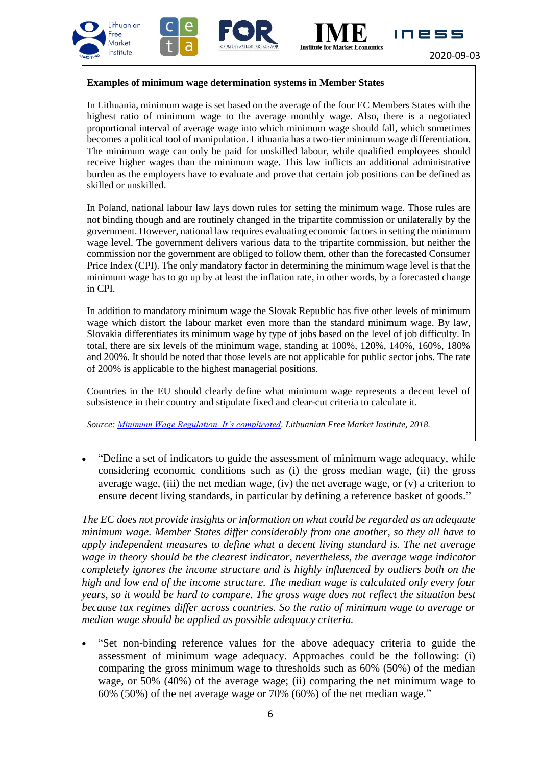**Examples of minimum wage determination systems in Member States**

In Lithuania, minimum wage is set based on the average of the four EC Members States with the highest ratio of minimum wage to the average monthly wage. Also, there is a negotiated proportional interval of average wage into which minimum wage should fall, which sometimes becomes a political tool of manipulation. Lithuania has a two-tier minimum wage differentiation. The minimum wage can only be paid for unskilled labour, while qualified employees should receive higher wages than the minimum wage. This law inflicts an additional administrative burden as the employers have to evaluate and prove that certain job positions can be defined as skilled or unskilled.

In Poland, national labour law lays down rules for setting the minimum wage. Those rules are not binding though and are routinely changed in the tripartite commission or unilaterally by the government. However, national law requires evaluating economic factors in setting the minimum wage level. The government delivers various data to the tripartite commission, but neither the commission nor the government are obliged to follow them, other than the forecasted Consumer Price Index (CPI). The only mandatory factor in determining the minimum wage level is that the minimum wage has to go up by at least the inflation rate, in other words, by a forecasted change in CPI.

In addition to mandatory minimum wage the Slovak Republic has five other levels of minimum wage which distort the labour market even more than the standard minimum wage. By law, Slovakia differentiates its minimum wage by type of jobs based on the level of job difficulty. In total, there are six levels of the minimum wage, standing at 100%, 120%, 140%, 160%, 180% and 200%. It should be noted that those levels are not applicable for public sector jobs. The rate of 200% is applicable to the highest managerial positions.

Countries in the EU should clearly define what minimum wage represents a decent level of subsistence in their country and stipulate fixed and clear-cut criteria to calculate it.

*Source: Minimum Wage Regulation. It's complicated. Lithuanian Free Market Institute, 2018.*

- "Define a set of indicators to guide the assessment of minimum wage adequacy, while considering economic conditions such as (i) the gross median wage, (ii) the gross average wage, (iii) the net median wage, (iv) the net average wage, or (v) a criterion to ensure decent living standards, in particular by defining a reference basket of goods."

*The EC does not provide insights or information on what could be regarded as an adequate minimum wage. Member States differ considerably from one another, so they all have to apply independent measures to define what a decent living standard is. The net average wage in theory should be the clearest indicator, nevertheless, the average wage indicator completely ignores the income structure and is highly influenced by outliers both on the high and low end of the income structure. The median wage is calculated only every four years, so it would be hard to compare. The gross wage does not reflect the situation best because tax regimes differ across countries. So the ratio of minimum wage to average or median wage should be applied as possible adequacy criteria.*

- "Set non-binding reference values for the above adequacy criteria to guide the assessment of minimum wage adequacy. Approaches could be the following: (i) comparing the gross minimum wage to thresholds such as 60% (50%) of the median wage, or 50% (40%) of the average wage; (ii) comparing the net minimum wage to 60% (50%) of the net average wage or 70% (60%) of the net median wage."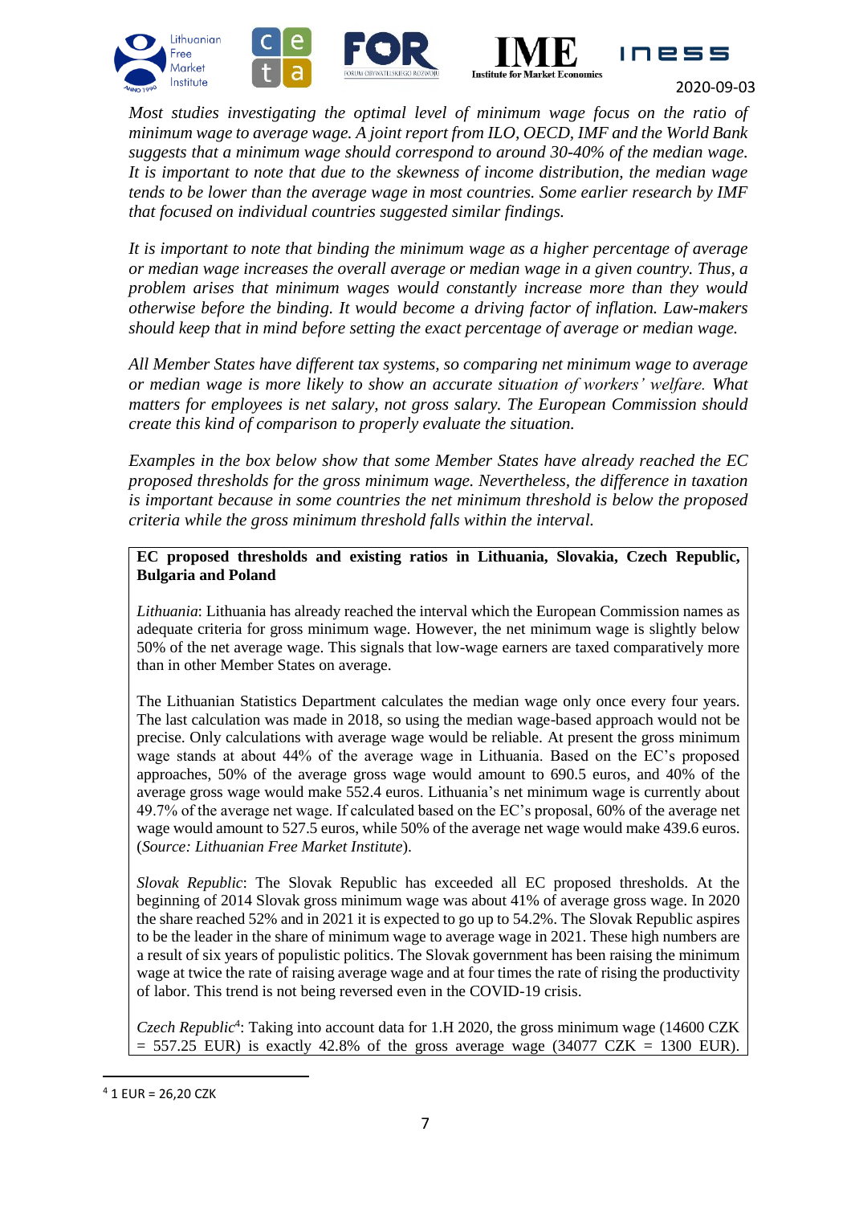*Most studies investigating the optimal level of minimum wage focus on the ratio of minimum wage to average wage. A joint report from ILO, OECD, IMF and the World Bank suggests that a minimum wage should correspond to around 30-40% of the median wage. It is important to note that due to the skewness of income distribution, the median wage tends to be lower than the average wage in most countries. Some earlier research by IMF that focused on individual countries suggested similar findings.*

*It is important to note that binding the minimum wage as a higher percentage of average or median wage increases the overall average or median wage in a given country. Thus, a problem arises that minimum wages would constantly increase more than they would otherwise before the binding. It would become a driving factor of inflation. Law-makers should keep that in mind before setting the exact percentage of average or median wage.*

*All Member States have different tax systems, so comparing net minimum wage to average or median wage is more likely to show an accurate situation of workers' welfare. What matters for employees is net salary, not gross salary. The European Commission should create this kind of comparison to properly evaluate the situation.*

*Examples in the box below show that some Member States have already reached the EC proposed thresholds for the gross minimum wage. Nevertheless, the difference in taxation is important because in some countries the net minimum threshold is below the proposed criteria while the gross minimum threshold falls within the interval.*

**EC proposed thresholds and existing ratios in Lithuania, Slovakia, Czech Republic, Bulgaria and Poland**

*Lithuania*: Lithuania has already reached the interval which the European Commission names as adequate criteria for gross minimum wage. However, the net minimum wage is slightly below 50% of the net average wage. This signals that low-wage earners are taxed comparatively more than in other Member States on average.

The Lithuanian Statistics Department calculates the median wage only once every four years. The last calculation was made in 2018, so using the median wage-based approach would not be precise. Only calculations with average wage would be reliable. At present the gross minimum wage stands at about 44% of the average wage in Lithuania. Based on the EC's proposed approaches, 50% of the average gross wage would amount to 690.5 euros, and 40% of the average gross wage would make 552.4 euros. Lithuania's net minimum wage is currently about 49.7% of the average net wage. If calculated based on the EC's proposal, 60% of the average net wage would amount to 527.5 euros, while 50% of the average net wage would make 439.6 euros. (*Source: Lithuanian Free Market Institute*).

*Slovak Republic*: The Slovak Republic has exceeded all EC proposed thresholds. At the beginning of 2014 Slovak gross minimum wage was about 41% of average gross wage. In 2020 the share reached 52% and in 2021 it is expected to go up to 54.2%. The Slovak Republic aspires to be the leader in the share of minimum wage to average wage in 2021. These high numbers are a result of six years of populistic politics. The Slovak government has been raising the minimum wage at twice the rate of raising average wage and at four times the rate of rising the productivity of labor. This trend is not being reversed even in the COVID-19 crisis.

*Czech Republic*[4]: Taking into account data for 1.H 2020, the gross minimum wage (14600 CZK = 557.25 EUR) is exactly 42.8% of the gross average wage (34077 CZK = 1300 EUR).

[4] 1 EUR = 26,20 CZK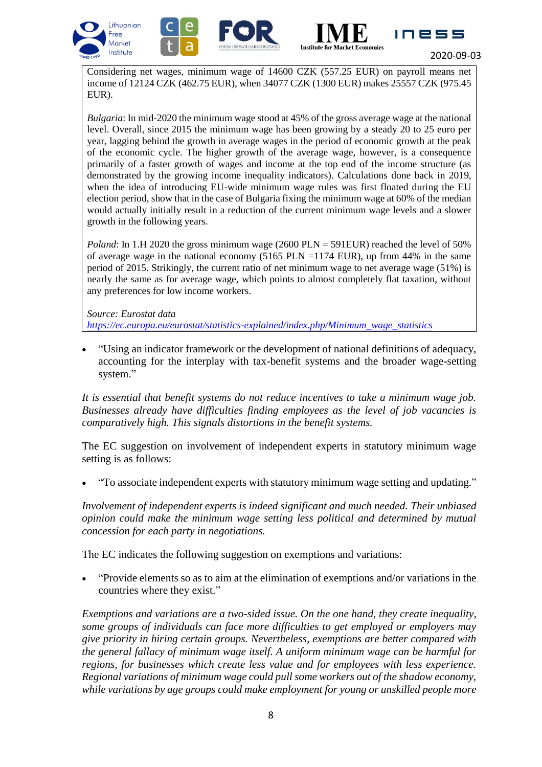Considering net wages, minimum wage of 14600 CZK (557.25 EUR) on payroll means net income of 12124 CZK (462.75 EUR), when 34077 CZK (1300 EUR) makes 25557 CZK (975.45 EUR).

*Bulgaria*: In mid-2020 the minimum wage stood at 45% of the gross average wage at the national level. Overall, since 2015 the minimum wage has been growing by a steady 20 to 25 euro per year, lagging behind the growth in average wages in the period of economic growth at the peak of the economic cycle. The higher growth of the average wage, however, is a consequence primarily of a faster growth of wages and income at the top end of the income structure (as demonstrated by the growing income inequality indicators). Calculations done back in 2019, when the idea of introducing EU-wide minimum wage rules was first floated during the EU election period, show that in the case of Bulgaria fixing the minimum wage at 60% of the median would actually initially result in a reduction of the current minimum wage levels and a slower growth in the following years.

*Poland*: In 1.H 2020 the gross minimum wage (2600 PLN = 591EUR) reached the level of 50% of average wage in the national economy (5165 PLN =1174 EUR), up from 44% in the same period of 2015. Strikingly, the current ratio of net minimum wage to net average wage (51%) is nearly the same as for average wage, which points to almost completely flat taxation, without any preferences for low income workers.

*Source: Eurostat data*
*https://ec.europa.eu/eurostat/statistics-explained/index.php/Minimum_wage_statistics*

- "Using an indicator framework or the development of national definitions of adequacy, accounting for the interplay with tax-benefit systems and the broader wage-setting system."

*It is essential that benefit systems do not reduce incentives to take a minimum wage job. Businesses already have difficulties finding employees as the level of job vacancies is comparatively high. This signals distortions in the benefit systems.*

The EC suggestion on involvement of independent experts in statutory minimum wage setting is as follows:

- "To associate independent experts with statutory minimum wage setting and updating."

*Involvement of independent experts is indeed significant and much needed. Their unbiased opinion could make the minimum wage setting less political and determined by mutual concession for each party in negotiations.*

The EC indicates the following suggestion on exemptions and variations:

- "Provide elements so as to aim at the elimination of exemptions and/or variations in the countries where they exist."

*Exemptions and variations are a two-sided issue. On the one hand, they create inequality, some groups of individuals can face more difficulties to get employed or employers may give priority in hiring certain groups. Nevertheless, exemptions are better compared with the general fallacy of minimum wage itself. A uniform minimum wage can be harmful for regions, for businesses which create less value and for employees with less experience. Regional variations of minimum wage could pull some workers out of the shadow economy, while variations by age groups could make employment for young or unskilled people more*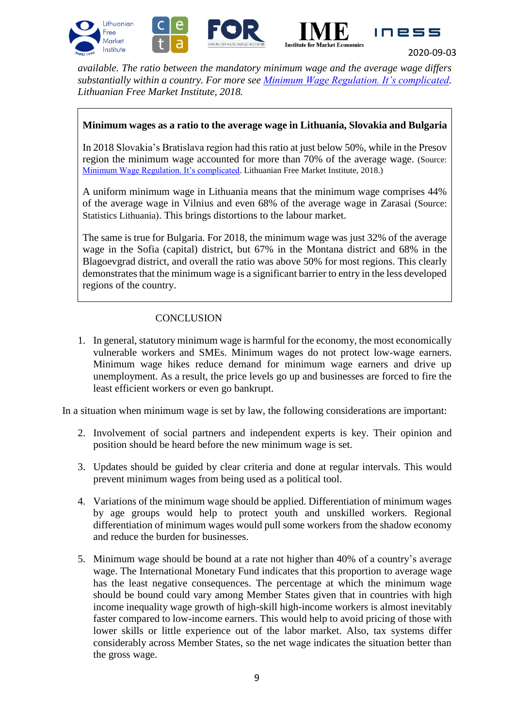*available. The ratio between the mandatory minimum wage and the average wage differs substantially within a country. For more see [Minimum Wage Regulation. It's complicated](). Lithuanian Free Market Institute, 2018.*

**Minimum wages as a ratio to the average wage in Lithuania, Slovakia and Bulgaria**

In 2018 Slovakia's Bratislava region had this ratio at just below 50%, while in the Presov region the minimum wage accounted for more than 70% of the average wage. (Source: [Minimum Wage Regulation. It's complicated](). Lithuanian Free Market Institute, 2018.)

A uniform minimum wage in Lithuania means that the minimum wage comprises 44% of the average wage in Vilnius and even 68% of the average wage in Zarasai (Source: Statistics Lithuania). This brings distortions to the labour market.

The same is true for Bulgaria. For 2018, the minimum wage was just 32% of the average wage in the Sofia (capital) district, but 67% in the Montana district and 68% in the Blagoevgrad district, and overall the ratio was above 50% for most regions. This clearly demonstrates that the minimum wage is a significant barrier to entry in the less developed regions of the country.

## CONCLUSION

1. In general, statutory minimum wage is harmful for the economy, the most economically vulnerable workers and SMEs. Minimum wages do not protect low-wage earners. Minimum wage hikes reduce demand for minimum wage earners and drive up unemployment. As a result, the price levels go up and businesses are forced to fire the least efficient workers or even go bankrupt.

In a situation when minimum wage is set by law, the following considerations are important:

2. Involvement of social partners and independent experts is key. Their opinion and position should be heard before the new minimum wage is set.
3. Updates should be guided by clear criteria and done at regular intervals. This would prevent minimum wages from being used as a political tool.
4. Variations of the minimum wage should be applied. Differentiation of minimum wages by age groups would help to protect youth and unskilled workers. Regional differentiation of minimum wages would pull some workers from the shadow economy and reduce the burden for businesses.
5. Minimum wage should be bound at a rate not higher than 40% of a country's average wage. The International Monetary Fund indicates that this proportion to average wage has the least negative consequences. The percentage at which the minimum wage should be bound could vary among Member States given that in countries with high income inequality wage growth of high-skill high-income workers is almost inevitably faster compared to low-income earners. This would help to avoid pricing of those with lower skills or little experience out of the labor market. Also, tax systems differ considerably across Member States, so the net wage indicates the situation better than the gross wage.